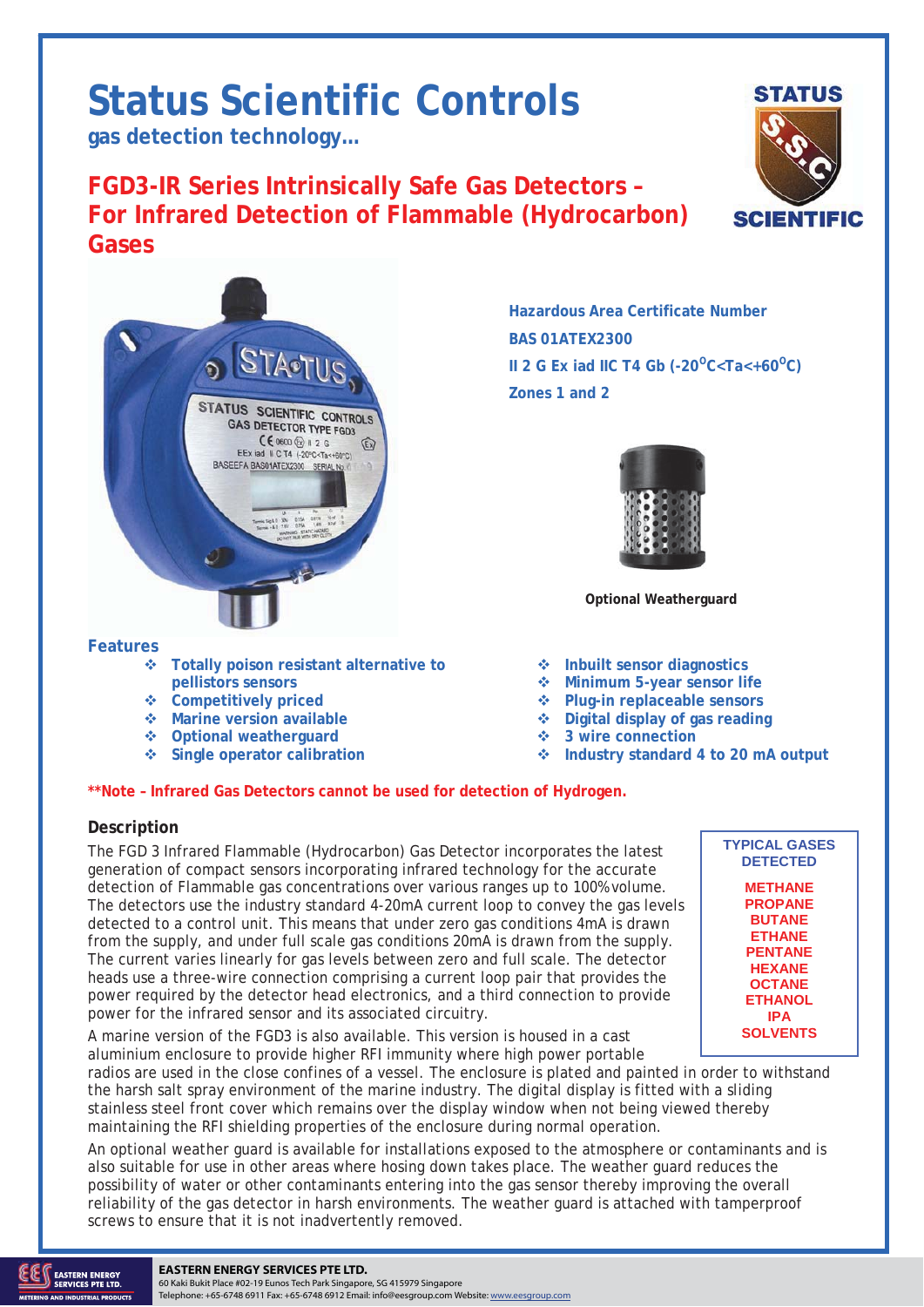# Status Scientific Controls

**gas detection technology...**

## FGD3-IR Series Intrinsically Safe Gas Detectors – For Infrared Detection of Flammable (Hydrocarbon) Gases

**Hazardous Area Certificate Number**

**BAS 01ATEX2300**

**II 2 G Ex iad IIC T4 Gb (-20$^{o}$C<Ta<+60$^{o}$C)**

**Zones 1 and 2**

**Optional Weatherguard**

### Features

- Totally poison resistant alternative to pellistors sensors
- Competitively priced
- Marine version available
- Optional weatherguard
- Single operator calibration
- Inbuilt sensor diagnostics
- Minimum 5-year sensor life
- Plug-in replaceable sensors
- Digital display of gas reading
- 3 wire connection
- Industry standard 4 to 20 mA output

**\*\*Note – Infrared Gas Detectors cannot be used for detection of Hydrogen.**

### Description

The FGD 3 Infrared Flammable (Hydrocarbon) Gas Detector incorporates the latest generation of compact sensors incorporating infrared technology for the accurate detection of Flammable gas concentrations over various ranges up to 100% volume. The detectors use the industry standard 4-20mA current loop to convey the gas levels detected to a control unit. This means that under zero gas conditions 4mA is drawn from the supply, and under full scale gas conditions 20mA is drawn from the supply. The current varies linearly for gas levels between zero and full scale. The detector heads use a three-wire connection comprising a current loop pair that provides the power required by the detector head electronics, and a third connection to provide power for the infrared sensor and its associated circuitry.

A marine version of the FGD3 is also available. This version is housed in a cast aluminium enclosure to provide higher RFI immunity where high power portable radios are used in the close confines of a vessel. The enclosure is plated and painted in order to withstand the harsh salt spray environment of the marine industry. The digital display is fitted with a sliding stainless steel front cover which remains over the display window when not being viewed thereby maintaining the RFI shielding properties of the enclosure during normal operation.

An optional weather guard is available for installations exposed to the atmosphere or contaminants and is also suitable for use in other areas where hosing down takes place. The weather guard reduces the possibility of water or other contaminants entering into the gas sensor thereby improving the overall reliability of the gas detector in harsh environments. The weather guard is attached with tamperproof screws to ensure that it is not inadvertently removed.

**TYPICAL GASES DETECTED**

- METHANE
- PROPANE
- BUTANE
- ETHANE
- PENTANE
- HEXANE
- OCTANE
- ETHANOL
- IPA
- SOLVENTS

**EASTERN ENERGY SERVICES PTE LTD.**
60 Kaki Bukit Place #02-19 Eunos Tech Park Singapore, SG 415979 Singapore
Telephone: +65-6748 6911 Fax: +65-6748 6912 Email: info@eesgroup.com Website: www.eesgroup.com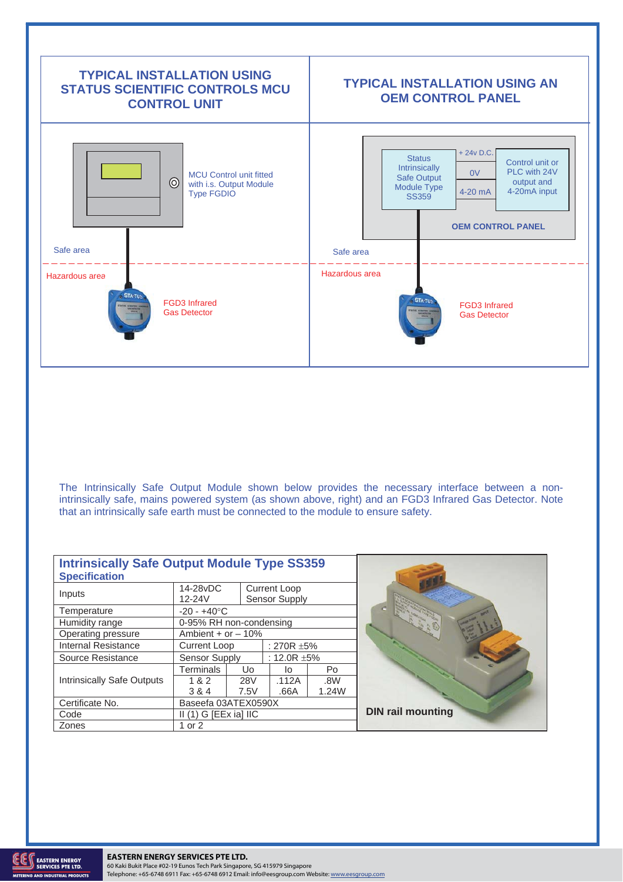## TYPICAL INSTALLATION USING STATUS SCIENTIFIC CONTROLS MCU CONTROL UNIT

MCU Control unit fitted with i.s. Output Module Type FGDIO

Safe area

Hazardous area

FGD3 Infrared Gas Detector

## TYPICAL INSTALLATION USING AN OEM CONTROL PANEL

Status Intrinsically Safe Output Module Type SS359

+ 24v D.C.

0V

4-20 mA

Control unit or PLC with 24V output and 4-20mA input

OEM CONTROL PANEL

Safe area

Hazardous area

FGD3 Infrared Gas Detector

The Intrinsically Safe Output Module shown below provides the necessary interface between a non-intrinsically safe, mains powered system (as shown above, right) and an FGD3 Infrared Gas Detector. Note that an intrinsically safe earth must be connected to the module to ensure safety.

## Intrinsically Safe Output Module Type SS359

### Specification

| | | | | |
|---|---|---|---|---|
| Inputs | 14-28vDC<br>12-24V | Current Loop<br>Sensor Supply | | |
| Temperature | -20 - +40°C | | | |
| Humidity range | 0-95% RH non-condensing | | | |
| Operating pressure | Ambient + or – 10% | | | |
| Internal Resistance | Current Loop | : 270R ±5% | | |
| Source Resistance | Sensor Supply | : 12.0R ±5% | | |
| Intrinsically Safe Outputs | Terminals | Uo | Io | Po |
| | 1 & 2 | 28V | .112A | .8W |
| | 3 & 4 | 7.5V | .66A | 1.24W |
| Certificate No. | Baseefa 03ATEX0590X | | | |
| Code | II (1) G [EEx ia] IIC | | | |
| Zones | 1 or 2 | | | |

DIN rail mounting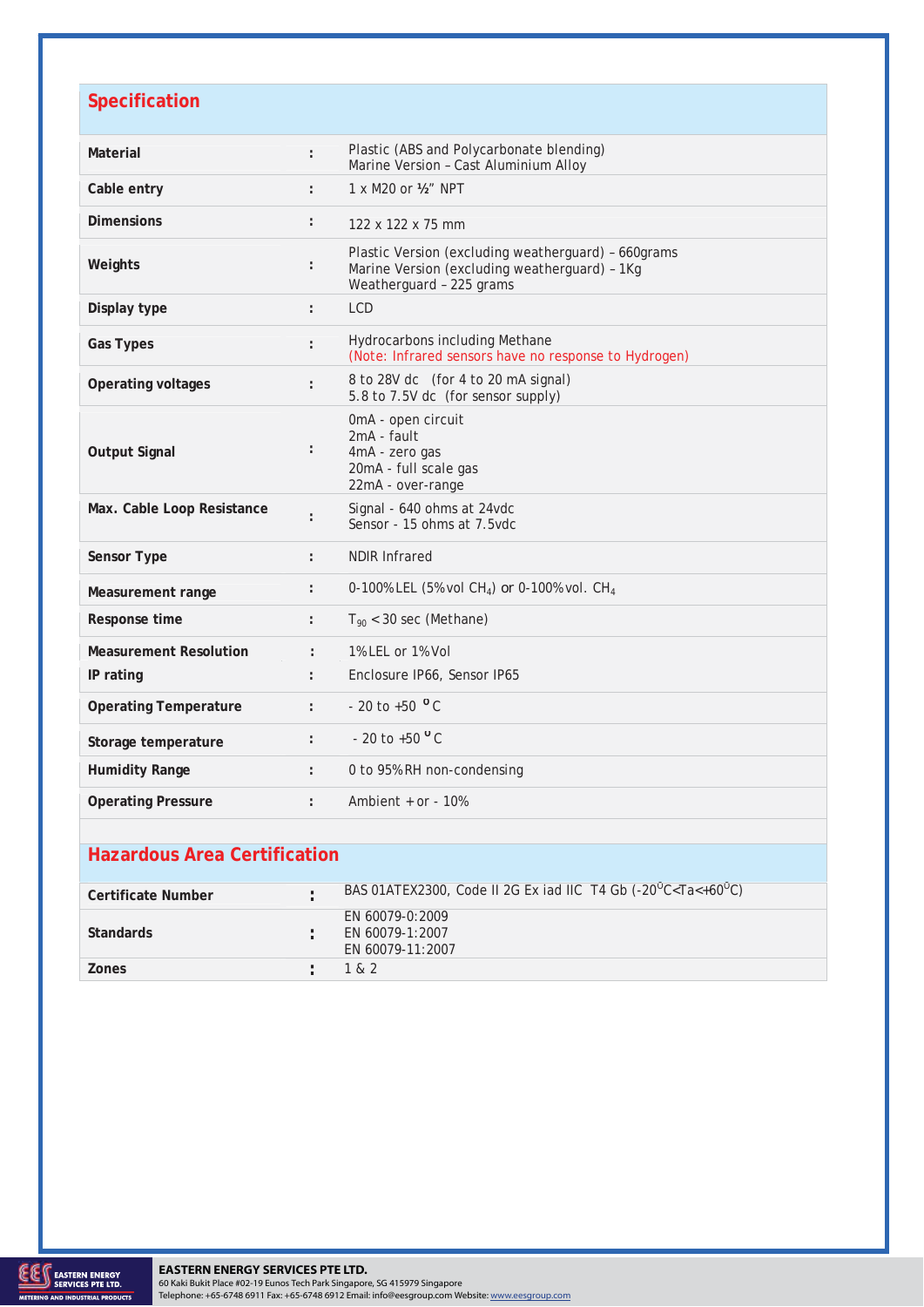## Specification

| | | |
|---|---|---|
| **Material** | : | Plastic (ABS and Polycarbonate blending)<br>Marine Version – Cast Aluminium Alloy |
| **Cable entry** | : | 1 x M20 or ½" NPT |
| **Dimensions** | : | 122 x 122 x 75 mm |
| **Weights** | : | Plastic Version (excluding weatherguard) – 660grams<br>Marine Version (excluding weatherguard) – 1Kg<br>Weatherguard – 225 grams |
| **Display type** | : | LCD |
| **Gas Types** | : | Hydrocarbons including Methane<br>(Note: Infrared sensors have no response to Hydrogen) |
| **Operating voltages** | : | 8 to 28V dc (for 4 to 20 mA signal)<br>5.8 to 7.5V dc (for sensor supply) |
| **Output Signal** | : | 0mA - open circuit<br>2mA - fault<br>4mA - zero gas<br>20mA - full scale gas<br>22mA - over-range |
| **Max. Cable Loop Resistance** | : | Signal - 640 ohms at 24vdc<br>Sensor - 15 ohms at 7.5vdc |
| **Sensor Type** | : | NDIR Infrared |
| **Measurement range** | : | 0-100%LEL (5%vol $CH_4$) or 0-100%vol. $CH_4$ |
| **Response time** | : | $T_{90} < 30$ sec (Methane) |
| **Measurement Resolution** | : | 1%LEL or 1%Vol |
| **IP rating** | : | Enclosure IP66, Sensor IP65 |
| **Operating Temperature** | : | - 20 to +50 $^{o}$C |
| **Storage temperature** | : | - 20 to +50 $^{o}$C |
| **Humidity Range** | : | 0 to 95%RH non-condensing |
| **Operating Pressure** | : | Ambient + or - 10% |

## Hazardous Area Certification

| | | |
|---|---|---|
| **Certificate Number** | : | BAS 01ATEX2300, Code II 2G Ex iad IIC T4 Gb (-20$^{0}$C<Ta<+60$^{0}$C) |
| **Standards** | : | EN 60079-0:2009<br>EN 60079-1:2007<br>EN 60079-11:2007 |
| **Zones** | : | 1 & 2 |

**EASTERN ENERGY SERVICES PTE LTD.**
60 Kaki Bukit Place #02-19 Eunos Tech Park Singapore, SG 415979 Singapore
Telephone: +65-6748 6911 Fax: +65-6748 6912 Email: info@eesgroup.com Website: www.eesgroup.com